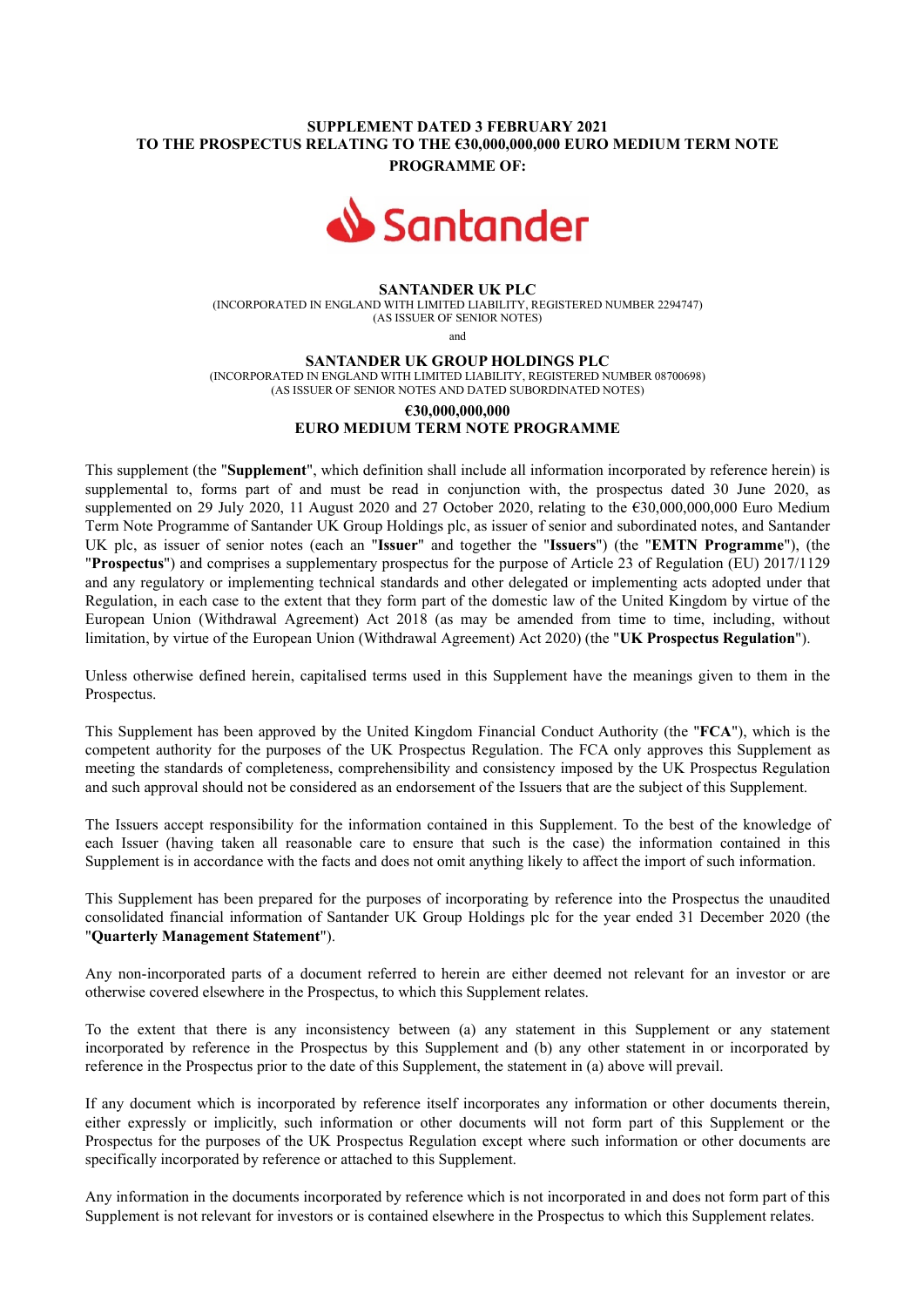**SUPPLEMENT DATED 3 FEBRUARY 2021**
**TO THE PROSPECTUS RELATING TO THE €30,000,000,000 EURO MEDIUM TERM NOTE PROGRAMME OF:**

**SANTANDER UK PLC**
(INCORPORATED IN ENGLAND WITH LIMITED LIABILITY, REGISTERED NUMBER 2294747)
(AS ISSUER OF SENIOR NOTES)

and

**SANTANDER UK GROUP HOLDINGS PLC**
(INCORPORATED IN ENGLAND WITH LIMITED LIABILITY, REGISTERED NUMBER 08700698)
(AS ISSUER OF SENIOR NOTES AND DATED SUBORDINATED NOTES)

**€30,000,000,000**
**EURO MEDIUM TERM NOTE PROGRAMME**

This supplement (the "**Supplement**", which definition shall include all information incorporated by reference herein) is supplemental to, forms part of and must be read in conjunction with, the prospectus dated 30 June 2020, as supplemented on 29 July 2020, 11 August 2020 and 27 October 2020, relating to the €30,000,000,000 Euro Medium Term Note Programme of Santander UK Group Holdings plc, as issuer of senior and subordinated notes, and Santander UK plc, as issuer of senior notes (each an "**Issuer**" and together the "**Issuers**") (the "**EMTN Programme**"), (the "**Prospectus**") and comprises a supplementary prospectus for the purpose of Article 23 of Regulation (EU) 2017/1129 and any regulatory or implementing technical standards and other delegated or implementing acts adopted under that Regulation, in each case to the extent that they form part of the domestic law of the United Kingdom by virtue of the European Union (Withdrawal Agreement) Act 2018 (as may be amended from time to time, including, without limitation, by virtue of the European Union (Withdrawal Agreement) Act 2020) (the "**UK Prospectus Regulation**").

Unless otherwise defined herein, capitalised terms used in this Supplement have the meanings given to them in the Prospectus.

This Supplement has been approved by the United Kingdom Financial Conduct Authority (the "**FCA**"), which is the competent authority for the purposes of the UK Prospectus Regulation. The FCA only approves this Supplement as meeting the standards of completeness, comprehensibility and consistency imposed by the UK Prospectus Regulation and such approval should not be considered as an endorsement of the Issuers that are the subject of this Supplement.

The Issuers accept responsibility for the information contained in this Supplement. To the best of the knowledge of each Issuer (having taken all reasonable care to ensure that such is the case) the information contained in this Supplement is in accordance with the facts and does not omit anything likely to affect the import of such information.

This Supplement has been prepared for the purposes of incorporating by reference into the Prospectus the unaudited consolidated financial information of Santander UK Group Holdings plc for the year ended 31 December 2020 (the "**Quarterly Management Statement**").

Any non-incorporated parts of a document referred to herein are either deemed not relevant for an investor or are otherwise covered elsewhere in the Prospectus, to which this Supplement relates.

To the extent that there is any inconsistency between (a) any statement in this Supplement or any statement incorporated by reference in the Prospectus by this Supplement and (b) any other statement in or incorporated by reference in the Prospectus prior to the date of this Supplement, the statement in (a) above will prevail.

If any document which is incorporated by reference itself incorporates any information or other documents therein, either expressly or implicitly, such information or other documents will not form part of this Supplement or the Prospectus for the purposes of the UK Prospectus Regulation except where such information or other documents are specifically incorporated by reference or attached to this Supplement.

Any information in the documents incorporated by reference which is not incorporated in and does not form part of this Supplement is not relevant for investors or is contained elsewhere in the Prospectus to which this Supplement relates.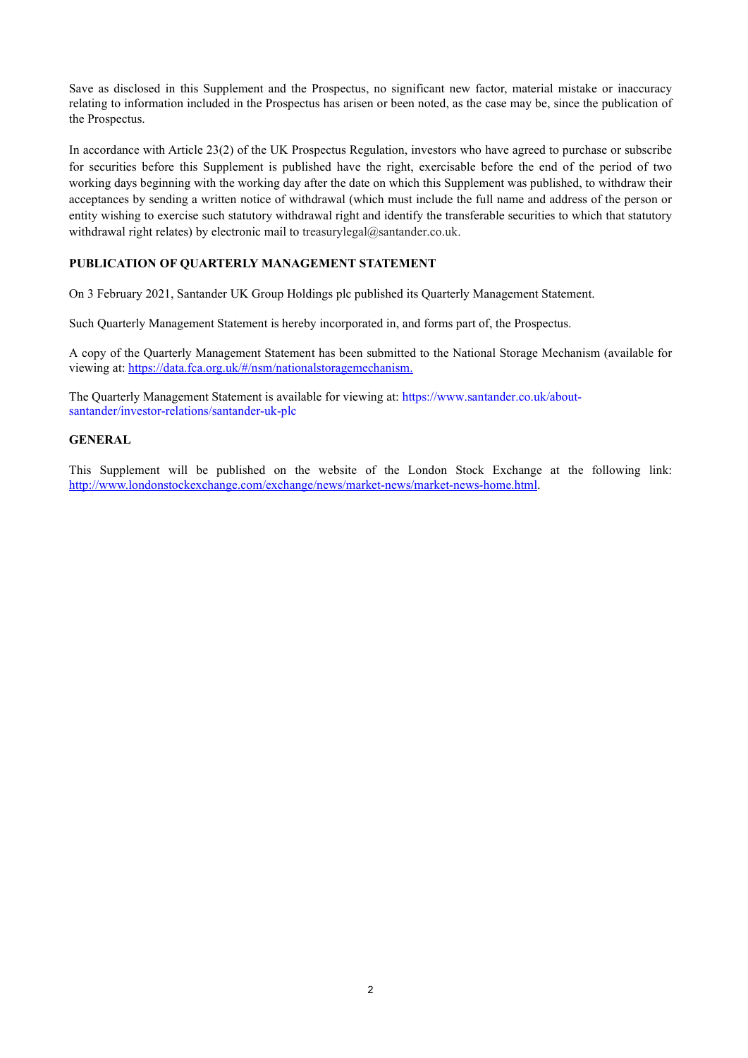Save as disclosed in this Supplement and the Prospectus, no significant new factor, material mistake or inaccuracy relating to information included in the Prospectus has arisen or been noted, as the case may be, since the publication of the Prospectus.

In accordance with Article 23(2) of the UK Prospectus Regulation, investors who have agreed to purchase or subscribe for securities before this Supplement is published have the right, exercisable before the end of the period of two working days beginning with the working day after the date on which this Supplement was published, to withdraw their acceptances by sending a written notice of withdrawal (which must include the full name and address of the person or entity wishing to exercise such statutory withdrawal right and identify the transferable securities to which that statutory withdrawal right relates) by electronic mail to treasurylegal@santander.co.uk.

**PUBLICATION OF QUARTERLY MANAGEMENT STATEMENT**

On 3 February 2021, Santander UK Group Holdings plc published its Quarterly Management Statement.

Such Quarterly Management Statement is hereby incorporated in, and forms part of, the Prospectus.

A copy of the Quarterly Management Statement has been submitted to the National Storage Mechanism (available for viewing at: https://data.fca.org.uk/#/nsm/nationalstoragemechanism.

The Quarterly Management Statement is available for viewing at: https://www.santander.co.uk/about-santander/investor-relations/santander-uk-plc

**GENERAL**

This Supplement will be published on the website of the London Stock Exchange at the following link: http://www.londonstockexchange.com/exchange/news/market-news/market-news-home.html.